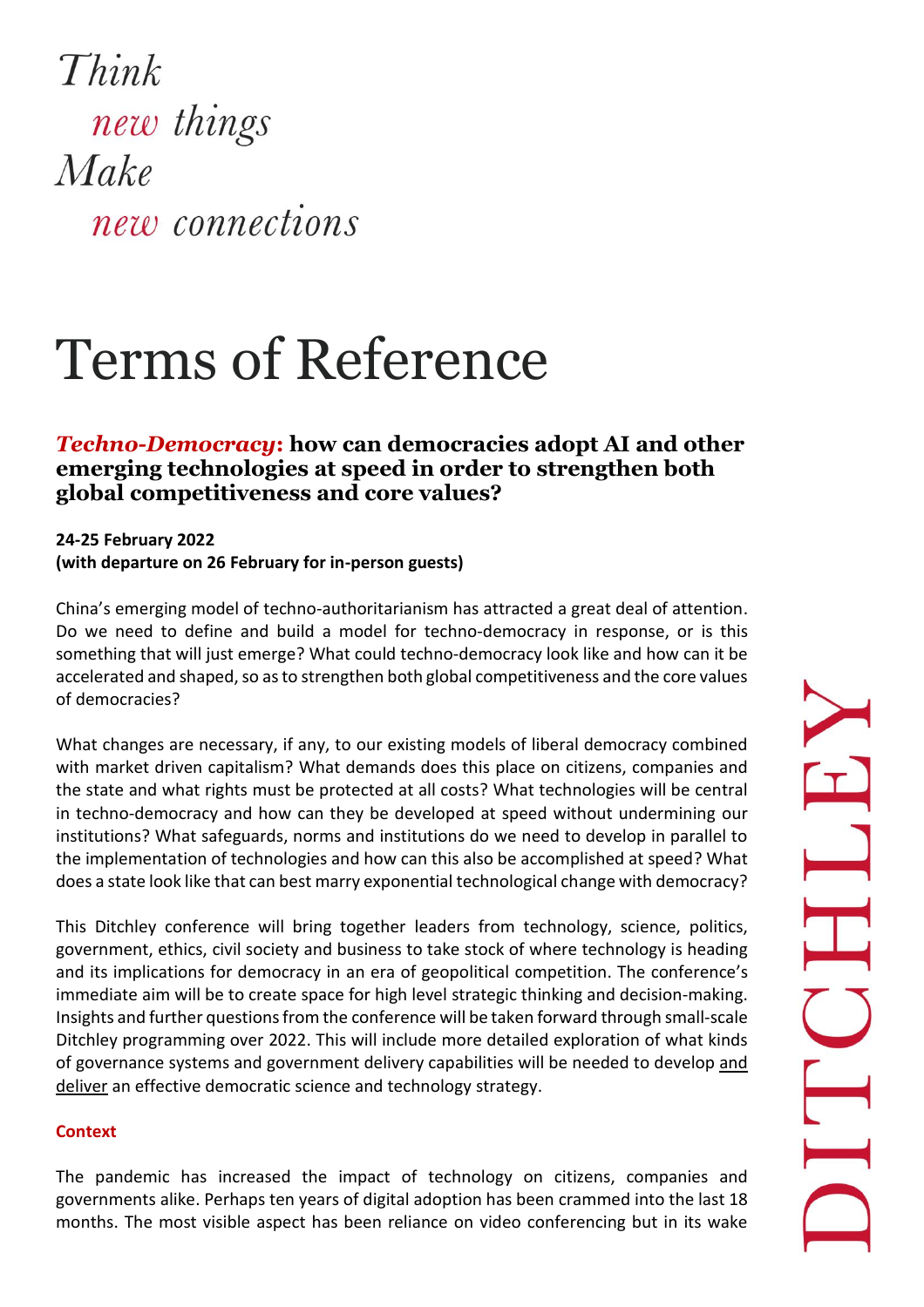*Think*
*new things*
*Make*
*new connections*

# Terms of Reference

## ***Techno-Democracy*: how can democracies adopt AI and other emerging technologies at speed in order to strengthen both global competitiveness and core values?**

**24-25 February 2022**
**(with departure on 26 February for in-person guests)**

China's emerging model of techno-authoritarianism has attracted a great deal of attention. Do we need to define and build a model for techno-democracy in response, or is this something that will just emerge? What could techno-democracy look like and how can it be accelerated and shaped, so as to strengthen both global competitiveness and the core values of democracies?

What changes are necessary, if any, to our existing models of liberal democracy combined with market driven capitalism? What demands does this place on citizens, companies and the state and what rights must be protected at all costs? What technologies will be central in techno-democracy and how can they be developed at speed without undermining our institutions? What safeguards, norms and institutions do we need to develop in parallel to the implementation of technologies and how can this also be accomplished at speed? What does a state look like that can best marry exponential technological change with democracy?

This Ditchley conference will bring together leaders from technology, science, politics, government, ethics, civil society and business to take stock of where technology is heading and its implications for democracy in an era of geopolitical competition. The conference's immediate aim will be to create space for high level strategic thinking and decision-making. Insights and further questions from the conference will be taken forward through small-scale Ditchley programming over 2022. This will include more detailed exploration of what kinds of governance systems and government delivery capabilities will be needed to develop <u>and deliver</u> an effective democratic science and technology strategy.

### Context

The pandemic has increased the impact of technology on citizens, companies and governments alike. Perhaps ten years of digital adoption has been crammed into the last 18 months. The most visible aspect has been reliance on video conferencing but in its wake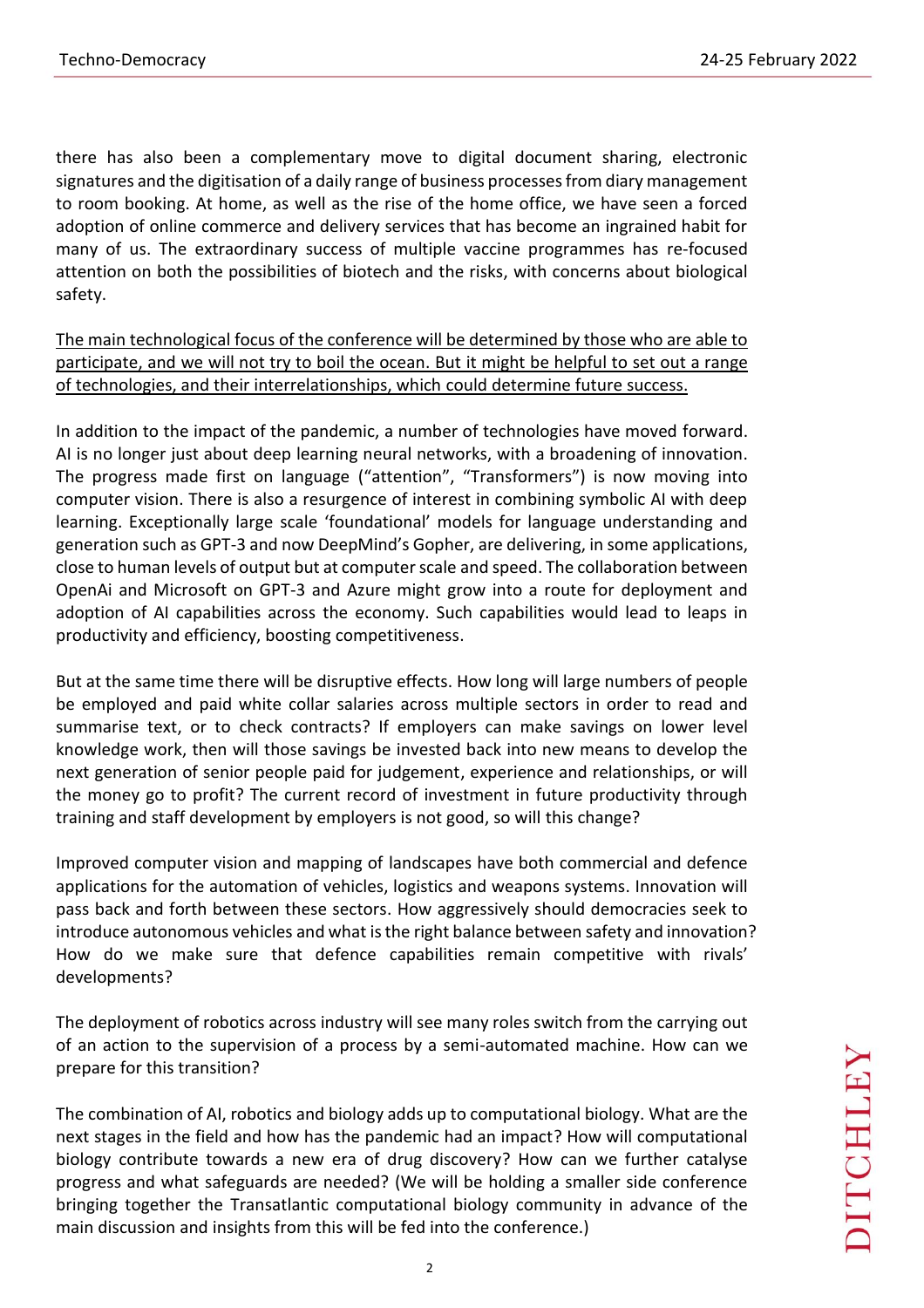there has also been a complementary move to digital document sharing, electronic signatures and the digitisation of a daily range of business processes from diary management to room booking. At home, as well as the rise of the home office, we have seen a forced adoption of online commerce and delivery services that has become an ingrained habit for many of us. The extraordinary success of multiple vaccine programmes has re-focused attention on both the possibilities of biotech and the risks, with concerns about biological safety.

<u>The main technological focus of the conference will be determined by those who are able to participate, and we will not try to boil the ocean. But it might be helpful to set out a range of technologies, and their interrelationships, which could determine future success.</u>

In addition to the impact of the pandemic, a number of technologies have moved forward. AI is no longer just about deep learning neural networks, with a broadening of innovation. The progress made first on language ("attention", "Transformers") is now moving into computer vision. There is also a resurgence of interest in combining symbolic AI with deep learning. Exceptionally large scale 'foundational' models for language understanding and generation such as GPT-3 and now DeepMind's Gopher, are delivering, in some applications, close to human levels of output but at computer scale and speed. The collaboration between OpenAi and Microsoft on GPT-3 and Azure might grow into a route for deployment and adoption of AI capabilities across the economy. Such capabilities would lead to leaps in productivity and efficiency, boosting competitiveness.

But at the same time there will be disruptive effects. How long will large numbers of people be employed and paid white collar salaries across multiple sectors in order to read and summarise text, or to check contracts? If employers can make savings on lower level knowledge work, then will those savings be invested back into new means to develop the next generation of senior people paid for judgement, experience and relationships, or will the money go to profit? The current record of investment in future productivity through training and staff development by employers is not good, so will this change?

Improved computer vision and mapping of landscapes have both commercial and defence applications for the automation of vehicles, logistics and weapons systems. Innovation will pass back and forth between these sectors. How aggressively should democracies seek to introduce autonomous vehicles and what is the right balance between safety and innovation? How do we make sure that defence capabilities remain competitive with rivals' developments?

The deployment of robotics across industry will see many roles switch from the carrying out of an action to the supervision of a process by a semi-automated machine. How can we prepare for this transition?

The combination of AI, robotics and biology adds up to computational biology. What are the next stages in the field and how has the pandemic had an impact? How will computational biology contribute towards a new era of drug discovery? How can we further catalyse progress and what safeguards are needed? (We will be holding a smaller side conference bringing together the Transatlantic computational biology community in advance of the main discussion and insights from this will be fed into the conference.)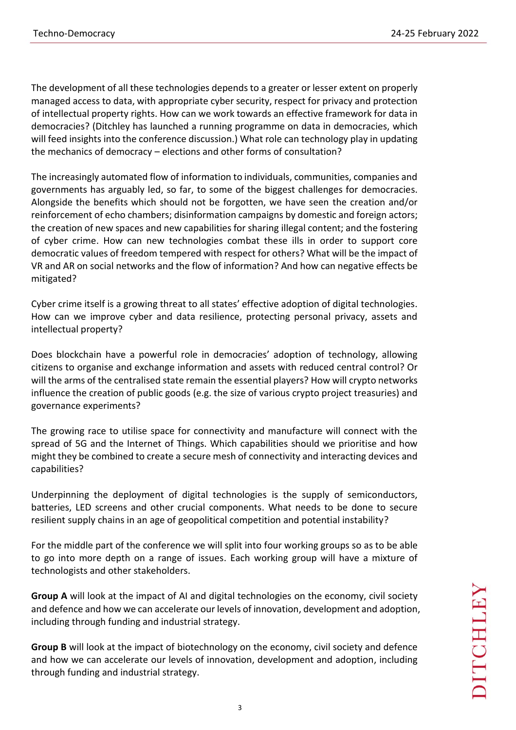The development of all these technologies depends to a greater or lesser extent on properly managed access to data, with appropriate cyber security, respect for privacy and protection of intellectual property rights. How can we work towards an effective framework for data in democracies? (Ditchley has launched a running programme on data in democracies, which will feed insights into the conference discussion.) What role can technology play in updating the mechanics of democracy – elections and other forms of consultation?

The increasingly automated flow of information to individuals, communities, companies and governments has arguably led, so far, to some of the biggest challenges for democracies. Alongside the benefits which should not be forgotten, we have seen the creation and/or reinforcement of echo chambers; disinformation campaigns by domestic and foreign actors; the creation of new spaces and new capabilities for sharing illegal content; and the fostering of cyber crime. How can new technologies combat these ills in order to support core democratic values of freedom tempered with respect for others? What will be the impact of VR and AR on social networks and the flow of information? And how can negative effects be mitigated?

Cyber crime itself is a growing threat to all states' effective adoption of digital technologies. How can we improve cyber and data resilience, protecting personal privacy, assets and intellectual property?

Does blockchain have a powerful role in democracies' adoption of technology, allowing citizens to organise and exchange information and assets with reduced central control? Or will the arms of the centralised state remain the essential players? How will crypto networks influence the creation of public goods (e.g. the size of various crypto project treasuries) and governance experiments?

The growing race to utilise space for connectivity and manufacture will connect with the spread of 5G and the Internet of Things. Which capabilities should we prioritise and how might they be combined to create a secure mesh of connectivity and interacting devices and capabilities?

Underpinning the deployment of digital technologies is the supply of semiconductors, batteries, LED screens and other crucial components. What needs to be done to secure resilient supply chains in an age of geopolitical competition and potential instability?

For the middle part of the conference we will split into four working groups so as to be able to go into more depth on a range of issues. Each working group will have a mixture of technologists and other stakeholders.

**Group A** will look at the impact of AI and digital technologies on the economy, civil society and defence and how we can accelerate our levels of innovation, development and adoption, including through funding and industrial strategy.

**Group B** will look at the impact of biotechnology on the economy, civil society and defence and how we can accelerate our levels of innovation, development and adoption, including through funding and industrial strategy.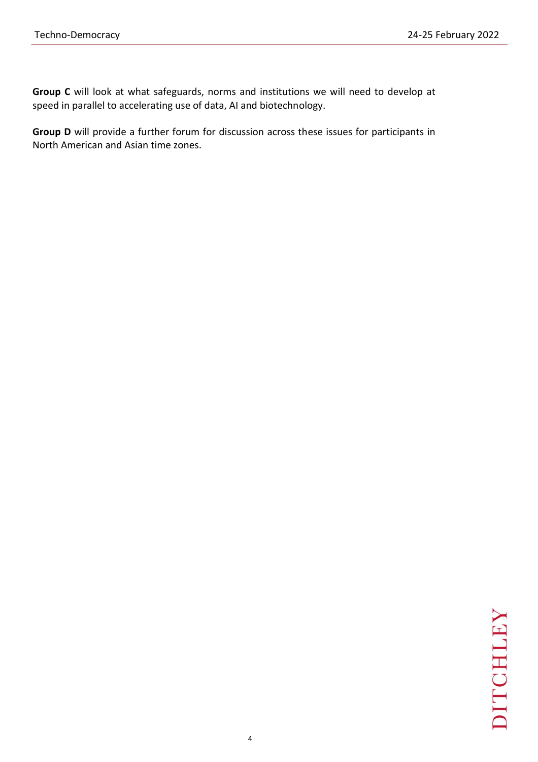**Group C** will look at what safeguards, norms and institutions we will need to develop at speed in parallel to accelerating use of data, AI and biotechnology.

**Group D** will provide a further forum for discussion across these issues for participants in North American and Asian time zones.